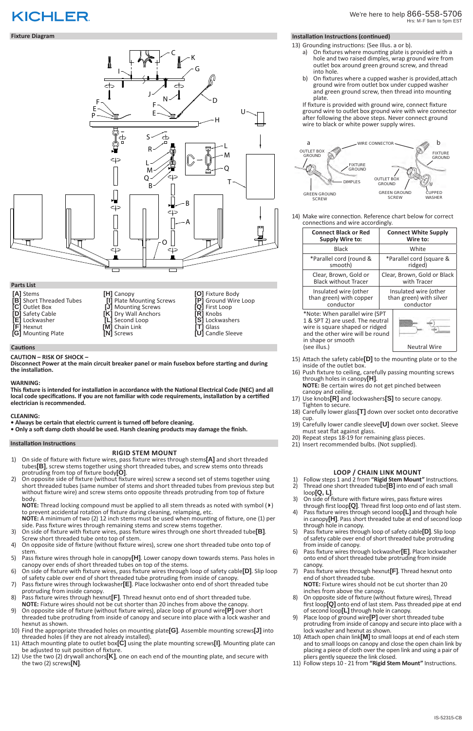KICHLER

We're here to help 866-558-5706
Hrs: M-F 9am to 5pm EST

## Fixture Diagram

## Parts List

**[A]** Stems
**[B]** Short Threaded Tubes
**[C]** Outlet Box
**[D]** Safety Cable
**[E]** Lockwasher
**[F]** Hexnut
**[G]** Mounting Plate
**[H]** Canopy
**[I]** Plate Mounting Screws
**[J]** Mounting Screws
**[K]** Dry Wall Anchors
**[L]** Second Loop
**[M]** Chain Link
**[N]** Screws
**[O]** Fixture Body
**[P]** Ground Wire Loop
**[Q]** First Loop
**[R]** Knobs
**[S]** Lockwashers
**[T]** Glass
**[U]** Candle Sleeve

## Cautions

**CAUTION – RISK OF SHOCK –**
**Disconnect Power at the main circuit breaker panel or main fusebox before starting and during the installation.**

**WARNING:**
**This fixture is intended for installation in accordance with the National Electrical Code (NEC) and all local code specifications. If you are not familiar with code requirements, installation by a certified electrician is recommended.**

**CLEANING:**
- **Always be certain that electric current is turned off before cleaning.**
- **Only a soft damp cloth should be used. Harsh cleaning products may damage the finish.**

## Installation Instructions

### RIGID STEM MOUNT

1) On side of fixture with fixture wires, pass fixture wires through stems**[A]** and short threaded tubes**[B]**, screw stems together using short threaded tubes, and screw stems onto threads protruding from top of fixture body**[O]**.
2) On opposite side of fixture (without fixture wires) screw a second set of stems together using short threaded tubes (same number of stems and short threaded tubes from previous step but without fixture wire) and screw stems onto opposite threads protruding from top of fixture body.
**NOTE:** Thread locking compound must be applied to all stem threads as noted with symbol (▸) to prevent accidental rotation of fixture during cleaning, relamping, etc.
**NOTE:** A minimum of two (2) 12 inch stems must be used when mounting of fixture, one (1) per side. Pass fixture wires through remaining stems and screw fixtures together.
3) On side of fixture with fixture wires, pass fixture wires through one short threaded tube**[B]**. Screw short threaded tube onto top of stem.
4) On opposite side of fixture (without fixture wires), screw one short threaded tube onto top of stem.
5) Pass fixture wires through hole in canopy**[H]**. Lower canopy down towards stems. Pass holes in canopy over ends of short threaded tubes on top of the stems.
6) On side of fixture with fixture wires, pass fixture wires through loop of safety cable**[D]**. Slip loop of safety cable over end of short threaded tube protruding from inside of canopy.
7) Pass fixture wires through lockwasher**[E]**. Place lockwasher onto end of short threaded tube protruding from inside canopy.
8) Pass fixture wires through hexnut**[F]**. Thread hexnut onto end of short threaded tube.
**NOTE:** Fixture wires should not be cut shorter than 20 inches from above the canopy.
9) On opposite side of fixture (without fixture wires), place loop of ground wire**[P]** over short threaded tube protruding from inside of canopy and secure into place with a lock washer and hexnut as shown.
10) Find the appropriate threaded holes on mounting plate**[G]**. Assemble mounting screws**[J]** into threaded holes (if they are not already installed).
11) Attach mounting plate to outlet box**[C]** using the plate mounting screws**[I]**. Mounting plate can be adjusted to suit position of fixture.
12) Use the two (2) drywall anchors**[K]**, one on each end of the mounting plate, and secure with the two (2) screws**[N]**.

## Installation Instructions (continued)

13) Grounding instructions: (See Illus. a or b).
   a) On fixtures where mounting plate is provided with a hole and two raised dimples, wrap ground wire from outlet box around green ground screw, and thread into hole.
   b) On fixtures where a cupped washer is provided,attach ground wire from outlet box under cupped washer and green ground screw, then thread into mounting plate.

   If fixture is provided with ground wire, connect fixture ground wire to outlet box ground wire with wire connector after following the above steps. Never connect ground wire to black or white power supply wires.

a — OUTLET BOX GROUND, FIXTURE GROUND, DIMPLES, GREEN GROUND SCREW
WIRE CONNECTOR
b — FIXTURE GROUND, OUTLET BOX GROUND, GREEN GROUND SCREW, CUPPED WASHER

14) Make wire connection. Reference chart below for correct connections and wire accordingly.

| Connect Black or Red Supply Wire to: | Connect White Supply Wire to: |
|---|---|
| Black | White |
| *Parallel cord (round & smooth) | *Parallel cord (square & ridged) |
| Clear, Brown, Gold or Black without Tracer | Clear, Brown, Gold or Black with Tracer |
| Insulated wire (other than green) with copper conductor | Insulated wire (other than green) with silver conductor |
| *Note: When parallel wire (SPT 1 & SPT 2) are used. The neutral wire is square shaped or ridged and the other wire will be round in shape or smooth (see illus.) | Neutral Wire |

15) Attach the safety cable**[D]** to the mounting plate or to the inside of the outlet box.
16) Push fixture to ceiling, carefully passing mounting screws through holes in canopy**[H]**.
**NOTE:** Be certain wires do not get pinched between canopy and ceiling.
17) Use knobs**[R]** and lockwashers**[S]** to secure canopy. Tighten to secure.
18) Carefully lower glass**[T]** down over socket onto decorative cup.
19) Carefully lower candle sleeve**[U]** down over socket. Sleeve must seat flat against glass.
20) Repeat steps 18-19 for remaining glass pieces.
21) Insert recommended bulbs. (Not supplied).

### LOOP / CHAIN LINK MOUNT

1) Follow steps 1 and 2 from **"Rigid Stem Mount"** Instructions.
2) Thread one short threaded tube**[B]** into end of each small loop**[Q, L]**.
3) On side of fixture with fixture wires, pass fixture wires through first loop**[Q]**. Thread first loop onto end of last stem.
4) Pass fixture wires through second loop**[L]** and through hole in canopy**[H]**. Pass short threaded tube at end of second loop through hole in canopy.
5) Pass fixture wires through loop of safety cable**[D]**. Slip loop of safety cable over end of short threaded tube protruding from inside of canopy.
6) Pass fixture wires through lockwasher**[E]**. Place lockwasher onto end of short threaded tube protruding from inside canopy.
7) Pass fixture wires through hexnut**[F]**. Thread hexnut onto end of short threaded tube.
**NOTE:** Fixture wires should not be cut shorter than 20 inches from above the canopy.
8) On opposite side of fixture (without fixture wires), Thread first loop**[Q]** onto end of last stem. Pass threaded pipe at end of second loop**[L]** through hole in canopy.
9) Place loop of ground wire**[P]** over short threaded tube protruding from inside of canopy and secure into place with a lock washer and hexnut as shown.
10) Attach open chain link**[M]** to small loops at end of each stem and to small loops on canopy and close the open chain link by placing a piece of cloth over the open link and using a pair of pliers gently squeeze the link closed.
11) Follow steps 10 - 21 from **"Rigid Stem Mount"** Instructions.

IS-52315-CB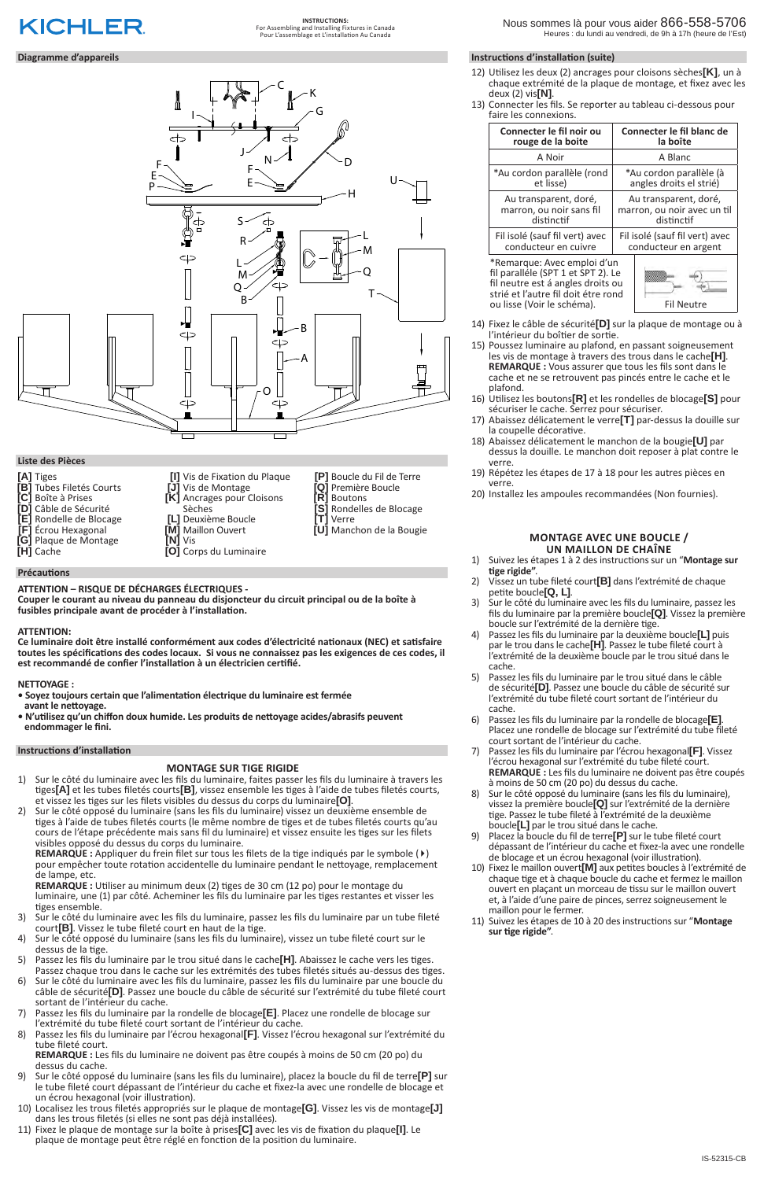KICHLER

INSTRUCTIONS:
For Assembling and Installing Fixtures in Canada
Pour L'assemblage et L'installation Au Canada

Nous sommes là pour vous aider 866-558-5706
Heures : du lundi au vendredi, de 9h à 17h (heure de l'Est)

## Diagramme d'appareils

C K I G J N D F E P F E H U S L R M Q L M Q T B B A O

## Liste des Pièces

**[A]** Tiges
**[B]** Tubes Filetés Courts
**[C]** Boîte à Prises
**[D]** Câble de Sécurité
**[E]** Rondelle de Blocage
**[F]** Écrou Hexagonal
**[G]** Plaque de Montage
**[H]** Cache
**[I]** Vis de Fixation du Plaque
**[J]** Vis de Montage
**[K]** Ancrages pour Cloisons Sèches
**[L]** Deuxième Boucle
**[M]** Maillon Ouvert
**[N]** Vis
**[O]** Corps du Luminaire
**[P]** Boucle du Fil de Terre
**[Q]** Première Boucle
**[R]** Boutons
**[S]** Rondelles de Blocage
**[T]** Verre
**[U]** Manchon de la Bougie

## Précautions

**ATTENTION – RISQUE DE DÉCHARGES ÉLECTRIQUES -**
**Couper le courant au niveau du panneau du disjoncteur du circuit principal ou de la boîte à fusibles principale avant de procéder à l'installation.**

**ATTENTION:**
**Ce luminaire doit être installé conformément aux codes d'électricité nationaux (NEC) et satisfaire toutes les spécifications des codes locaux. Si vous ne connaissez pas les exigences de ces codes, il est recommandé de confier l'installation à un électricien certifié.**

**NETTOYAGE :**
- **Soyez toujours certain que l'alimentation électrique du luminaire est fermée avant le nettoyage.**
- **N'utilisez qu'un chiffon doux humide. Les produits de nettoyage acides/abrasifs peuvent endommager le fini.**

## Instructions d'installation

### MONTAGE SUR TIGE RIGIDE

1) Sur le côté du luminaire avec les fils du luminaire, faites passer les fils du luminaire à travers les tiges**[A]** et les tubes filetés courts**[B]**, vissez ensemble les tiges à l'aide de tubes filetés courts, et vissez les tiges sur les filets visibles du dessus du corps du luminaire**[O]**.
2) Sur le côté opposé du luminaire (sans les fils du luminaire) vissez un deuxième ensemble de tiges à l'aide de tubes filetés courts (le même nombre de tiges et de tubes filetés courts qu'au cours de l'étape précédente mais sans fil du luminaire) et vissez ensuite les tiges sur les filets visibles opposé du dessus du corps du luminaire.
   **REMARQUE :** Appliquer du frein filet sur tous les filets de la tige indiqués par le symbole (▸) pour empêcher toute rotation accidentelle du luminaire pendant le nettoyage, remplacement de lampe, etc.
   **REMARQUE :** Utiliser au minimum deux (2) tiges de 30 cm (12 po) pour le montage du luminaire, une (1) par côté. Acheminer les fils du luminaire par les tiges restantes et visser les tiges ensemble.
3) Sur le côté du luminaire avec les fils du luminaire, passez les fils du luminaire par un tube fileté court**[B]**. Vissez le tube fileté court en haut de la tige.
4) Sur le côté opposé du luminaire (sans les fils du luminaire), vissez un tube fileté court sur le dessus de la tige.
5) Passez les fils du luminaire par le trou situé dans le cache**[H]**. Abaissez le cache vers les tiges. Passez chaque trou dans le cache sur les extrémités des tubes filetés situés au-dessus des tiges.
6) Sur le côté du luminaire avec les fils du luminaire, passez les fils du luminaire par une boucle du câble de sécurité**[D]**. Passez une boucle du câble de sécurité sur l'extrémité du tube fileté court sortant de l'intérieur du cache.
7) Passez les fils du luminaire par la rondelle de blocage**[E]**. Placez une rondelle de blocage sur l'extrémité du tube fileté court sortant de l'intérieur du cache.
8) Passez les fils du luminaire par l'écrou hexagonal**[F]**. Vissez l'écrou hexagonal sur l'extrémité du tube fileté court.
   **REMARQUE :** Les fils du luminaire ne doivent pas être coupés à moins de 50 cm (20 po) du dessus du cache.
9) Sur le côté opposé du luminaire (sans les fils du luminaire), placez la boucle du fil de terre**[P]** sur le tube fileté court dépassant de l'intérieur du cache et fixez-la avec une rondelle de blocage et un écrou hexagonal (voir illustration).
10) Localisez les trous filetés appropriés sur le plaque de montage**[G]**. Vissez les vis de montage**[J]** dans les trous filetés (si elles ne sont pas déjà installées).
11) Fixez le plaque de montage sur la boîte à prises**[C]** avec les vis de fixation du plaque**[I]**. Le plaque de montage peut être réglé en fonction de la position du luminaire.

## Instructions d'installation (suite)

12) Utilisez les deux (2) ancrages pour cloisons sèches**[K]**, un à chaque extrémité de la plaque de montage, et fixez avec les deux (2) vis**[N]**.
13) Connecter les fils. Se reporter au tableau ci-dessous pour faire les connexions.

| Connecter le fil noir ou rouge de la boite | Connecter le fil blanc de la boîte |
|---|---|
| A Noir | A Blanc |
| *Au cordon parallèle (rond et lisse) | *Au cordon parallèle (à angles droits et strié) |
| Au transparent, doré, marron, ou noir sans fil distinctif | Au transparent, doré, marron, ou noir avec un til distinctif |
| Fil isolé (sauf fil vert) avec conducteur en cuivre | Fil isolé (sauf fil vert) avec conducteur en argent |

*Remarque: Avec emploi d'un fil parallèle (SPT 1 et SPT 2). Le fil neutre est á angles droits ou strié et l'autre fil doit etre rond ou lisse (Voir le schéma).

Fil Neutre

14) Fixez le câble de sécurité**[D]** sur la plaque de montage ou à l'intérieur du boîtier de sortie.
15) Poussez luminaire au plafond, en passant soigneusement les vis de montage à travers des trous dans le cache**[H]**.
    **REMARQUE :** Vous assurer que tous les fils sont dans le cache et ne se retrouvent pas pincés entre le cache et le plafond.
16) Utilisez les boutons**[R]** et les rondelles de blocage**[S]** pour sécuriser le cache. Serrez pour sécuriser.
17) Abaissez délicatement le verre**[T]** par-dessus la douille sur la coupelle décorative.
18) Abaissez délicatement le manchon de la bougie**[U]** par dessus la douille. Le manchon doit reposer à plat contre le verre.
19) Répétez les étapes de 17 à 18 pour les autres pièces en verre.
20) Installez les ampoules recommandées (Non fournies).

### MONTAGE AVEC UNE BOUCLE / UN MAILLON DE CHAÎNE

1) Suivez les étapes 1 à 2 des instructions sur un "**Montage sur tige rigide**".
2) Vissez un tube fileté court**[B]** dans l'extrémité de chaque petite boucle**[Q, L]**.
3) Sur le côté du luminaire avec les fils du luminaire, passez les fils du luminaire par la première boucle**[Q]**. Vissez la première boucle sur l'extrémité de la dernière tige.
4) Passez les fils du luminaire par la deuxième boucle**[L]** puis par le trou dans le cache**[H]**. Passez le tube fileté court à l'extrémité de la deuxième boucle par le trou situé dans le cache.
5) Passez les fils du luminaire par le trou situé dans le câble de sécurité**[D]**. Passez une boucle du câble de sécurité sur l'extrémité du tube fileté court sortant de l'intérieur du cache.
6) Passez les fils du luminaire par la rondelle de blocage**[E]**. Placez une rondelle de blocage sur l'extrémité du tube fileté court sortant de l'intérieur du cache.
7) Passez les fils du luminaire par l'écrou hexagonal**[F]**. Vissez l'écrou hexagonal sur l'extrémité du tube fileté court.
   **REMARQUE :** Les fils du luminaire ne doivent pas être coupés à moins de 50 cm (20 po) du dessus du cache.
8) Sur le côté opposé du luminaire (sans les fils du luminaire), vissez la première boucle**[Q]** sur l'extrémité de la dernière tige. Passez le tube fileté à l'extrémité de la deuxième boucle**[L]** par le trou situé dans le cache.
9) Placez la boucle du fil de terre**[P]** sur le tube fileté court dépassant de l'intérieur du cache et fixez-la avec une rondelle de blocage et un écrou hexagonal (voir illustration).
10) Fixez le maillon ouvert**[M]** aux petites boucles à l'extrémité de chaque tige et à chaque boucle du cache et fermez le maillon ouvert en plaçant un morceau de tissu sur le maillon ouvert et, à l'aide d'une paire de pinces, serrez soigneusement le maillon pour le fermer.
11) Suivez les étapes de 10 à 20 des instructions sur "**Montage sur tige rigide**".

IS-52315-CB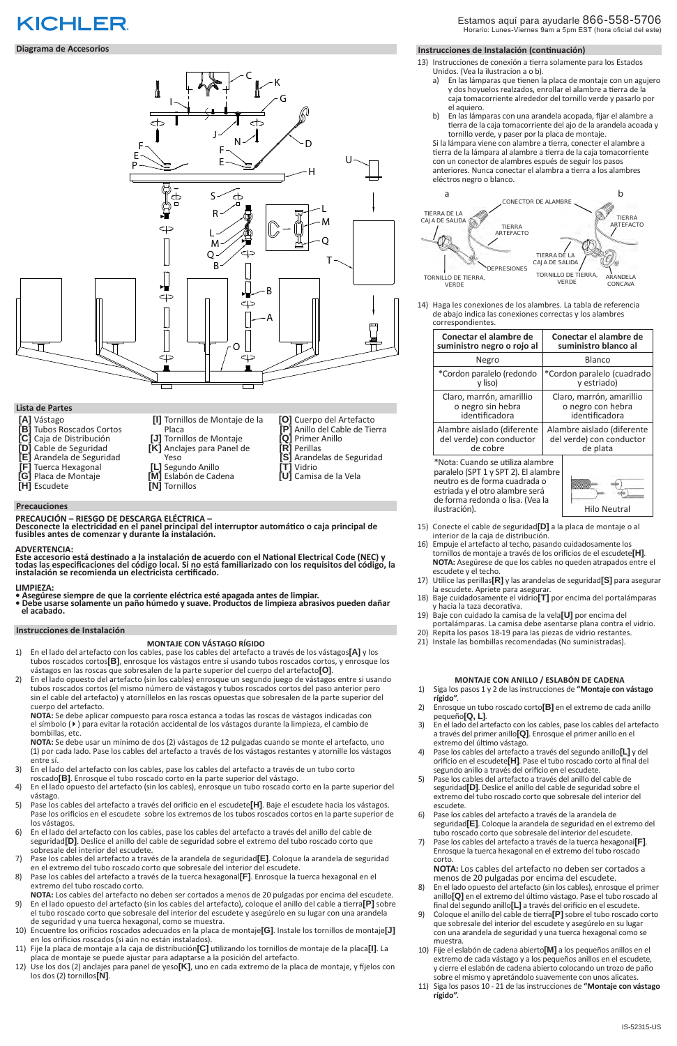# KICHLER

Estamos aquí para ayudarle 866-558-5706
Horario: Lunes-Viernes 9am a 5pm EST (hora oficial del este)

## Diagrama de Accesorios

## Lista de Partes

- **[A]** Vástago
- **[B]** Tubos Roscados Cortos
- **[C]** Caja de Distribución
- **[D]** Cable de Seguridad
- **[E]** Arandela de Seguridad
- **[F]** Tuerca Hexagonal
- **[G]** Placa de Montaje
- **[H]** Escudete
- **[I]** Tornillos de Montaje de la Placa
- **[J]** Tornillos de Montaje
- **[K]** Anclajes para Panel de Yeso
- **[L]** Segundo Anillo
- **[M]** Eslabón de Cadena
- **[N]** Tornillos
- **[O]** Cuerpo del Artefacto
- **[P]** Anillo del Cable de Tierra
- **[Q]** Primer Anillo
- **[R]** Perillas
- **[S]** Arandelas de Seguridad
- **[T]** Vidrio
- **[U]** Camisa de la Vela

## Precauciones

**PRECAUCIÓN – RIESGO DE DESCARGA ELÉCTRICA – Desconecte la electricidad en el panel principal del interruptor automático o caja principal de fusibles antes de comenzar y durante la instalación.**

**ADVERTENCIA:**
**Este accesorio está destinado a la instalación de acuerdo con el National Electrical Code (NEC) y todas las especificaciones del código local. Si no está familiarizado con los requisitos del código, la instalación se recomienda un electricista certificado.**

**LIMPIEZA:**
- **Asegúrese siempre de que la corriente eléctrica esté apagada antes de limpiar.**
- **Debe usarse solamente un paño húmedo y suave. Productos de limpieza abrasivos pueden dañar el acabado.**

## Instrucciones de Instalación

### MONTAJE CON VÁSTAGO RÍGIDO

1) En el lado del artefacto con los cables, pase los cables del artefacto a través de los vástagos**[A]** y los tubos roscados cortos**[B]**, enrosque los vástagos entre si usando tubos roscados cortos, y enrosque los vástagos en las roscas que sobresalen de la parte superior del cuerpo del artefacto**[O]**.
2) En el lado opuesto del artefacto (sin los cables) enrosque un segundo juego de vástagos entre si usando tubos roscados cortos (el mismo número de vástagos y tubos roscados cortos del paso anterior pero sin el cable del artefacto) y atornillelos en las roscas opuestas que sobresalen de la parte superior del cuerpo del artefacto.
   **NOTA:** Se debe aplicar compuesto para rosca estanca a todas las roscas de vástagos indicadas con el símbolo (▸) para evitar la rotación accidental de los vástagos durante la limpieza, el cambio de bombillas, etc.
   **NOTA:** Se debe usar un mínimo de dos (2) vástagos de 12 pulgadas cuando se monte el artefacto, uno (1) por cada lado. Pase los cables del artefacto a través de los vástagos restantes y atornille los vástagos entre sí.
3) En el lado del artefacto con los cables, pase los cables del artefacto a través de un tubo corto roscado**[B]**. Enrosque el tubo roscado corto en la parte superior del vástago.
4) En el lado opuesto del artefacto (sin los cables), enrosque un tubo roscado corto en la parte superior del vástago.
5) Pase los cables del artefacto a través del orificio en el escudete**[H]**. Baje el escudete hacia los vástagos. Pase los orificios en el escudete sobre los extremos de los tubos roscados cortos en la parte superior de los vástagos.
6) En el lado del artefacto con los cables, pase los cables del artefacto a través del anillo del cable de seguridad**[D]**. Deslice el anillo del cable de seguridad sobre el extremo del tubo roscado corto que sobresale del interior del escudete.
7) Pase los cables del artefacto a través de la arandela de seguridad**[E]**. Coloque la arandela de seguridad en el extremo del tubo roscado corto que sobresale del interior del escudete.
8) Pase los cables del artefacto a través de la tuerca hexagonal**[F]**. Enrosque la tuerca hexagonal en el extremo del tubo roscado corto.
   **NOTA:** Los cables del artefacto no deben ser cortados a menos de 20 pulgadas por encima del escudete.
9) En el lado opuesto del artefacto (sin los cables del artefacto), coloque el anillo del cable a tierra**[P]** sobre el tubo roscado corto que sobresale del interior del escudete y asegúrelo en su lugar con una arandela de seguridad y una tuerca hexagonal, como se muestra.
10) Encuentre los orificios roscados adecuados en la placa de montaje**[G]**. Instale los tornillos de montaje**[J]** en los orificios roscados (si aún no están instalados).
11) Fije la placa de montaje a la caja de distribución**[C]** utilizando los tornillos de montaje de la placa**[I]**. La placa de montaje se puede ajustar para adaptarse a la posición del artefacto.
12) Use los dos (2) anclajes para panel de yeso**[K]**, uno en cada extremo de la placa de montaje, y fíjelos con los dos (2) tornillos**[N]**.

## Instrucciones de Instalación (continuación)

13) Instrucciones de conexión a tierra solamente para los Estados Unidos. (Vea la ilustracion a o b).
   a) En las lámparas que tienen la placa de montaje con un agujero y dos hoyuelos realzados, enrollar el alambre a tierra de la caja tomacorriente alrededor del tornillo verde y pasarlo por el aquiero.
   b) En las lámparas con una arandela acopada, fijar el alambre a tierra de la caja tomacorriente del ajo de la arandela acoada y tornillo verde, y paser por la placa de montaje.
   Si la lámpara viene con alambre a tierra, conecter el alambre a tierra de la lámpara al alambre a tierra de la caja tomacorriente con un conector de alambre espués de seguir los pasos anteriores. Nunca conectar el alambra a tierra a los alambres eléctros negro o blanco.

a: TIERRA DE LA CAJA DE SALIDA, CONECTOR DE ALAMBRE, TIERRA ARTEFACTO, DEPRESIONES, TORNILLO DE TIERRA, VERDE
b: TIERRA ARTEFACTO, TIERRA DE LA CAJA DE SALIDA, TORNILLO DE TIERRA, VERDE, ARANDELA CONCAVA

14) Haga les conexiones de los alambres. La tabla de referencia de abajo indica las conexiones correctas y los alambres correspondientes.

| Conectar el alambre de suministro negro o rojo al | Conectar el alambre de suministro blanco al |
|---|---|
| Negro | Blanco |
| *Cordon paralelo (redondo y liso) | *Cordon paralelo (cuadrado y estriado) |
| Claro, marrón, amarillio o negro sin hebra identificadora | Claro, marrón, amarillio o negro con hebra identificadora |
| Alambre aislado (diferente del verde) con conductor de cobre | Alambre aislado (diferente del verde) con conductor de plata |

*Nota: Cuando se utiliza alambre paralelo (SPT 1 y SPT 2). El alambre neutro es de forma cuadrada o estriada y el otro alambre será de forma redonda o lisa. (Vea la ilustración).

Hilo Neutral

15) Conecte el cable de seguridad**[D]** a la placa de montaje o al interior de la caja de distribución.
16) Empuje el artefacto al techo, pasando cuidadosamente los tornillos de montaje a través de los orificios de el escudete**[H]**.
   **NOTA:** Asegúrese de que los cables no queden atrapados entre el escudete y el techo.
17) Utilice las perillas**[R]** y las arandelas de seguridad**[S]** para asegurar la escudete. Apriete para asegurar.
18) Baje cuidadosamente el vidrio**[T]** por encima del portalámparas y hacia la taza decorativa.
19) Baje con cuidado la camisa de la vela**[U]** por encima del portalámparas. La camisa debe asentarse plana contra el vidrio.
20) Repita los pasos 18-19 para las piezas de vidrio restantes.
21) Instale las bombillas recomendadas (No suministradas).

### MONTAJE CON ANILLO / ESLABÓN DE CADENA

1) Siga los pasos 1 y 2 de las instrucciones de **"Montaje con vástago rígido"**.
2) Enrosque un tubo roscado corto**[B]** en el extremo de cada anillo pequeño**[Q, L]**.
3) En el lado del artefacto con los cables, pase los cables del artefacto a través del primer anillo**[Q]**. Enrosque el primer anillo en el extremo del último vástago.
4) Pase los cables del artefacto a través del segundo anillo**[L]** y del orificio en el escudete**[H]**. Pase el tubo roscado corto al final del segundo anillo a través del orificio en el escudete.
5) Pase los cables del artefacto a través del anillo del cable de seguridad**[D]**. Deslice el anillo del cable de seguridad sobre el extremo del tubo roscado corto que sobresale del interior del escudete.
6) Pase los cables del artefacto a través de la arandela de seguridad**[E]**. Coloque la arandela de seguridad en el extremo del tubo roscado corto que sobresale del interior del escudete.
7) Pase los cables del artefacto a través de la tuerca hexagonal**[F]**. Enrosque la tuerca hexagonal en el extremo del tubo roscado corto.
   **NOTA:** Los cables del artefacto no deben ser cortados a menos de 20 pulgadas por encima del escudete.
8) En el lado opuesto del artefacto (sin los cables), enrosque el primer anillo**[Q]** en el extremo del último vástago. Pase el tubo roscado al final final del segundo anillo**[L]** a través del orificio en el escudete.
9) Coloque el anillo del cable de tierra**[P]** sobre el tubo roscado corto que sobresale del interior del escudete y asegúrelo en su lugar con una arandela de seguridad y una tuerca hexagonal como se muestra.
10) Fije el eslabón de cadena abierto**[M]** a los pequeños anillos en el extremo de cada vástago y a los pequeños anillos en el escudete, y cierre el eslabón de cadena abierto colocando un trozo de paño sobre el mismo y apretándolo suavemente con unos alicates.
11) Siga los pasos 10 - 21 de las instrucciones de **"Montaje con vástago rígido"**.

IS-52315-US